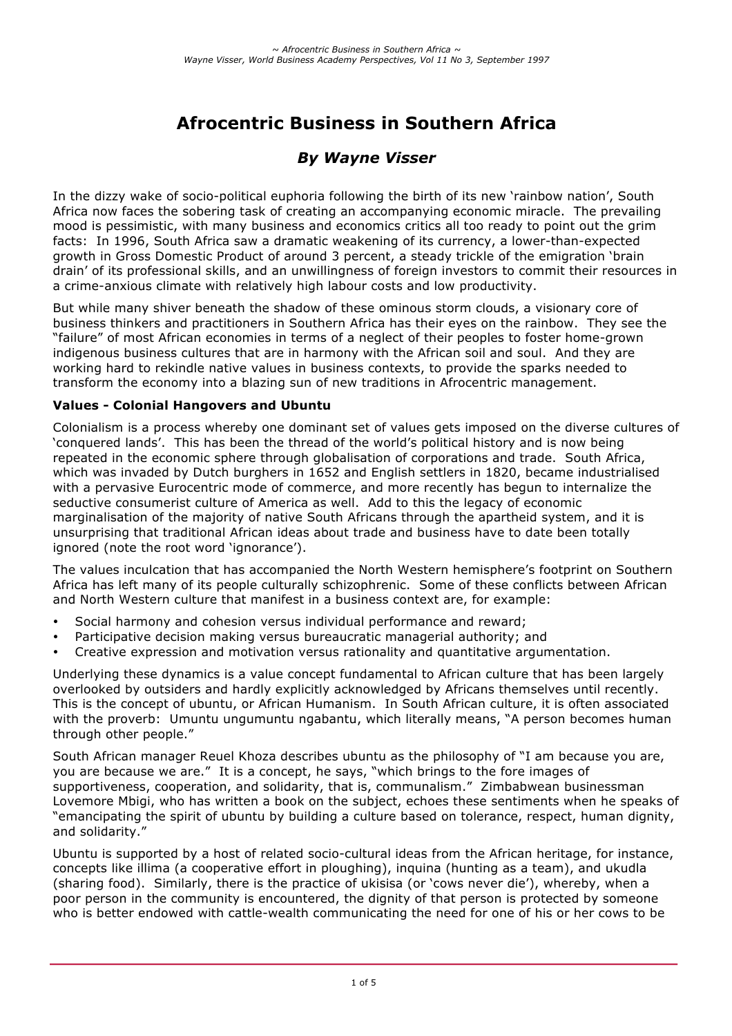# Afrocentric Business in Southern Africa

## *By Wayne Visser*

In the dizzy wake of socio-political euphoria following the birth of its new 'rainbow nation', South Africa now faces the sobering task of creating an accompanying economic miracle. The prevailing mood is pessimistic, with many business and economics critics all too ready to point out the grim facts: In 1996, South Africa saw a dramatic weakening of its currency, a lower-than-expected growth in Gross Domestic Product of around 3 percent, a steady trickle of the emigration 'brain drain' of its professional skills, and an unwillingness of foreign investors to commit their resources in a crime-anxious climate with relatively high labour costs and low productivity.

But while many shiver beneath the shadow of these ominous storm clouds, a visionary core of business thinkers and practitioners in Southern Africa has their eyes on the rainbow. They see the "failure" of most African economies in terms of a neglect of their peoples to foster home-grown indigenous business cultures that are in harmony with the African soil and soul. And they are working hard to rekindle native values in business contexts, to provide the sparks needed to transform the economy into a blazing sun of new traditions in Afrocentric management.

### Values - Colonial Hangovers and Ubuntu

Colonialism is a process whereby one dominant set of values gets imposed on the diverse cultures of 'conquered lands'. This has been the thread of the world's political history and is now being repeated in the economic sphere through globalisation of corporations and trade. South Africa, which was invaded by Dutch burghers in 1652 and English settlers in 1820, became industrialised with a pervasive Eurocentric mode of commerce, and more recently has begun to internalize the seductive consumerist culture of America as well. Add to this the legacy of economic marginalisation of the majority of native South Africans through the apartheid system, and it is unsurprising that traditional African ideas about trade and business have to date been totally ignored (note the root word 'ignorance').

The values inculcation that has accompanied the North Western hemisphere's footprint on Southern Africa has left many of its people culturally schizophrenic. Some of these conflicts between African and North Western culture that manifest in a business context are, for example:

- Social harmony and cohesion versus individual performance and reward;
- Participative decision making versus bureaucratic managerial authority; and
- Creative expression and motivation versus rationality and quantitative argumentation.

Underlying these dynamics is a value concept fundamental to African culture that has been largely overlooked by outsiders and hardly explicitly acknowledged by Africans themselves until recently. This is the concept of ubuntu, or African Humanism. In South African culture, it is often associated with the proverb: Umuntu ungumuntu ngabantu, which literally means, "A person becomes human through other people."

South African manager Reuel Khoza describes ubuntu as the philosophy of "I am because you are, you are because we are." It is a concept, he says, "which brings to the fore images of supportiveness, cooperation, and solidarity, that is, communalism." Zimbabwean businessman Lovemore Mbigi, who has written a book on the subject, echoes these sentiments when he speaks of "emancipating the spirit of ubuntu by building a culture based on tolerance, respect, human dignity, and solidarity."

Ubuntu is supported by a host of related socio-cultural ideas from the African heritage, for instance, concepts like illima (a cooperative effort in ploughing), inquina (hunting as a team), and ukudla (sharing food). Similarly, there is the practice of ukisisa (or 'cows never die'), whereby, when a poor person in the community is encountered, the dignity of that person is protected by someone who is better endowed with cattle-wealth communicating the need for one of his or her cows to be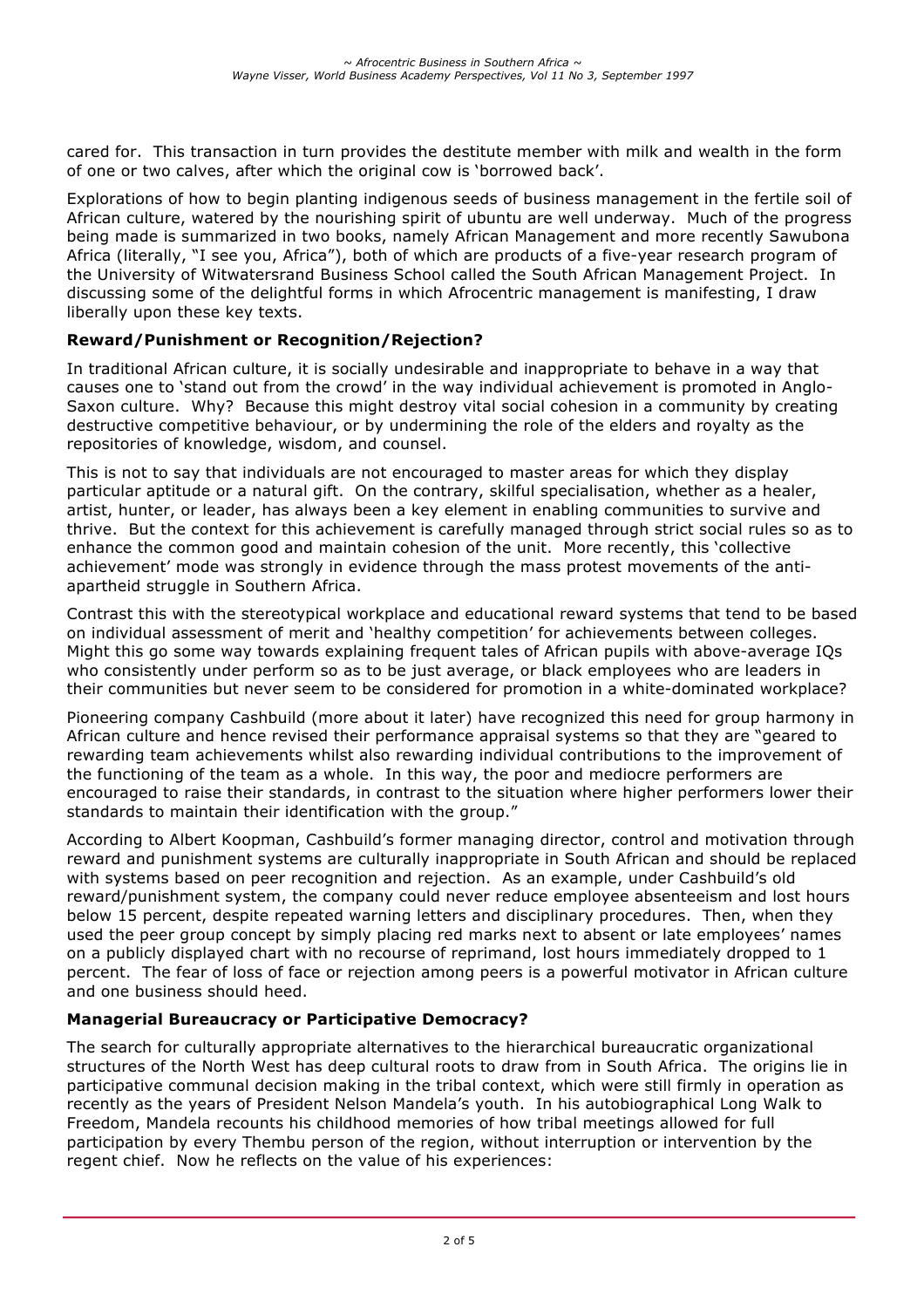cared for. This transaction in turn provides the destitute member with milk and wealth in the form of one or two calves, after which the original cow is 'borrowed back'.

Explorations of how to begin planting indigenous seeds of business management in the fertile soil of African culture, watered by the nourishing spirit of ubuntu are well underway. Much of the progress being made is summarized in two books, namely African Management and more recently Sawubona Africa (literally, "I see you, Africa"), both of which are products of a five-year research program of the University of Witwatersrand Business School called the South African Management Project. In discussing some of the delightful forms in which Afrocentric management is manifesting, I draw liberally upon these key texts.

**Reward/Punishment or Recognition/Rejection?**

In traditional African culture, it is socially undesirable and inappropriate to behave in a way that causes one to 'stand out from the crowd' in the way individual achievement is promoted in Anglo-Saxon culture. Why? Because this might destroy vital social cohesion in a community by creating destructive competitive behaviour, or by undermining the role of the elders and royalty as the repositories of knowledge, wisdom, and counsel.

This is not to say that individuals are not encouraged to master areas for which they display particular aptitude or a natural gift. On the contrary, skilful specialisation, whether as a healer, artist, hunter, or leader, has always been a key element in enabling communities to survive and thrive. But the context for this achievement is carefully managed through strict social rules so as to enhance the common good and maintain cohesion of the unit. More recently, this 'collective achievement' mode was strongly in evidence through the mass protest movements of the anti-apartheid struggle in Southern Africa.

Contrast this with the stereotypical workplace and educational reward systems that tend to be based on individual assessment of merit and 'healthy competition' for achievements between colleges. Might this go some way towards explaining frequent tales of African pupils with above-average IQs who consistently under perform so as to be just average, or black employees who are leaders in their communities but never seem to be considered for promotion in a white-dominated workplace?

Pioneering company Cashbuild (more about it later) have recognized this need for group harmony in African culture and hence revised their performance appraisal systems so that they are "geared to rewarding team achievements whilst also rewarding individual contributions to the improvement of the functioning of the team as a whole. In this way, the poor and mediocre performers are encouraged to raise their standards, in contrast to the situation where higher performers lower their standards to maintain their identification with the group."

According to Albert Koopman, Cashbuild's former managing director, control and motivation through reward and punishment systems are culturally inappropriate in South African and should be replaced with systems based on peer recognition and rejection. As an example, under Cashbuild's old reward/punishment system, the company could never reduce employee absenteeism and lost hours below 15 percent, despite repeated warning letters and disciplinary procedures. Then, when they used the peer group concept by simply placing red marks next to absent or late employees' names on a publicly displayed chart with no recourse of reprimand, lost hours immediately dropped to 1 percent. The fear of loss of face or rejection among peers is a powerful motivator in African culture and one business should heed.

**Managerial Bureaucracy or Participative Democracy?**

The search for culturally appropriate alternatives to the hierarchical bureaucratic organizational structures of the North West has deep cultural roots to draw from in South Africa. The origins lie in participative communal decision making in the tribal context, which were still firmly in operation as recently as the years of President Nelson Mandela's youth. In his autobiographical Long Walk to Freedom, Mandela recounts his childhood memories of how tribal meetings allowed for full participation by every Thembu person of the region, without interruption or intervention by the regent chief. Now he reflects on the value of his experiences: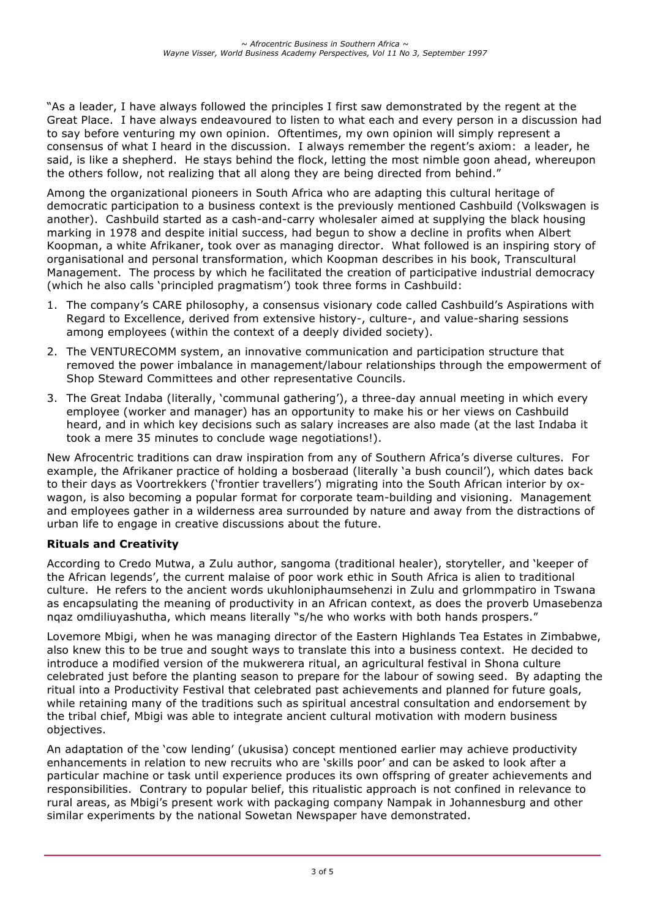"As a leader, I have always followed the principles I first saw demonstrated by the regent at the Great Place. I have always endeavoured to listen to what each and every person in a discussion had to say before venturing my own opinion. Oftentimes, my own opinion will simply represent a consensus of what I heard in the discussion. I always remember the regent's axiom: a leader, he said, is like a shepherd. He stays behind the flock, letting the most nimble goon ahead, whereupon the others follow, not realizing that all along they are being directed from behind."

Among the organizational pioneers in South Africa who are adapting this cultural heritage of democratic participation to a business context is the previously mentioned Cashbuild (Volkswagen is another). Cashbuild started as a cash-and-carry wholesaler aimed at supplying the black housing marking in 1978 and despite initial success, had begun to show a decline in profits when Albert Koopman, a white Afrikaner, took over as managing director. What followed is an inspiring story of organisational and personal transformation, which Koopman describes in his book, Transcultural Management. The process by which he facilitated the creation of participative industrial democracy (which he also calls 'principled pragmatism') took three forms in Cashbuild:

1. The company's CARE philosophy, a consensus visionary code called Cashbuild's Aspirations with Regard to Excellence, derived from extensive history-, culture-, and value-sharing sessions among employees (within the context of a deeply divided society).
2. The VENTURECOMM system, an innovative communication and participation structure that removed the power imbalance in management/labour relationships through the empowerment of Shop Steward Committees and other representative Councils.
3. The Great Indaba (literally, 'communal gathering'), a three-day annual meeting in which every employee (worker and manager) has an opportunity to make his or her views on Cashbuild heard, and in which key decisions such as salary increases are also made (at the last Indaba it took a mere 35 minutes to conclude wage negotiations!).

New Afrocentric traditions can draw inspiration from any of Southern Africa's diverse cultures. For example, the Afrikaner practice of holding a bosberaad (literally 'a bush council'), which dates back to their days as Voortrekkers ('frontier travellers') migrating into the South African interior by ox-wagon, is also becoming a popular format for corporate team-building and visioning. Management and employees gather in a wilderness area surrounded by nature and away from the distractions of urban life to engage in creative discussions about the future.

**Rituals and Creativity**

According to Credo Mutwa, a Zulu author, sangoma (traditional healer), storyteller, and 'keeper of the African legends', the current malaise of poor work ethic in South Africa is alien to traditional culture. He refers to the ancient words ukuhloniphaumsehenzi in Zulu and grlommpatiro in Tswana as encapsulating the meaning of productivity in an African context, as does the proverb Umasebenza nqaz omdiliuyashutha, which means literally "s/he who works with both hands prospers."

Lovemore Mbigi, when he was managing director of the Eastern Highlands Tea Estates in Zimbabwe, also knew this to be true and sought ways to translate this into a business context. He decided to introduce a modified version of the mukwerera ritual, an agricultural festival in Shona culture celebrated just before the planting season to prepare for the labour of sowing seed. By adapting the ritual into a Productivity Festival that celebrated past achievements and planned for future goals, while retaining many of the traditions such as spiritual ancestral consultation and endorsement by the tribal chief, Mbigi was able to integrate ancient cultural motivation with modern business objectives.

An adaptation of the 'cow lending' (ukusisa) concept mentioned earlier may achieve productivity enhancements in relation to new recruits who are 'skills poor' and can be asked to look after a particular machine or task until experience produces its own offspring of greater achievements and responsibilities. Contrary to popular belief, this ritualistic approach is not confined in relevance to rural areas, as Mbigi's present work with packaging company Nampak in Johannesburg and other similar experiments by the national Sowetan Newspaper have demonstrated.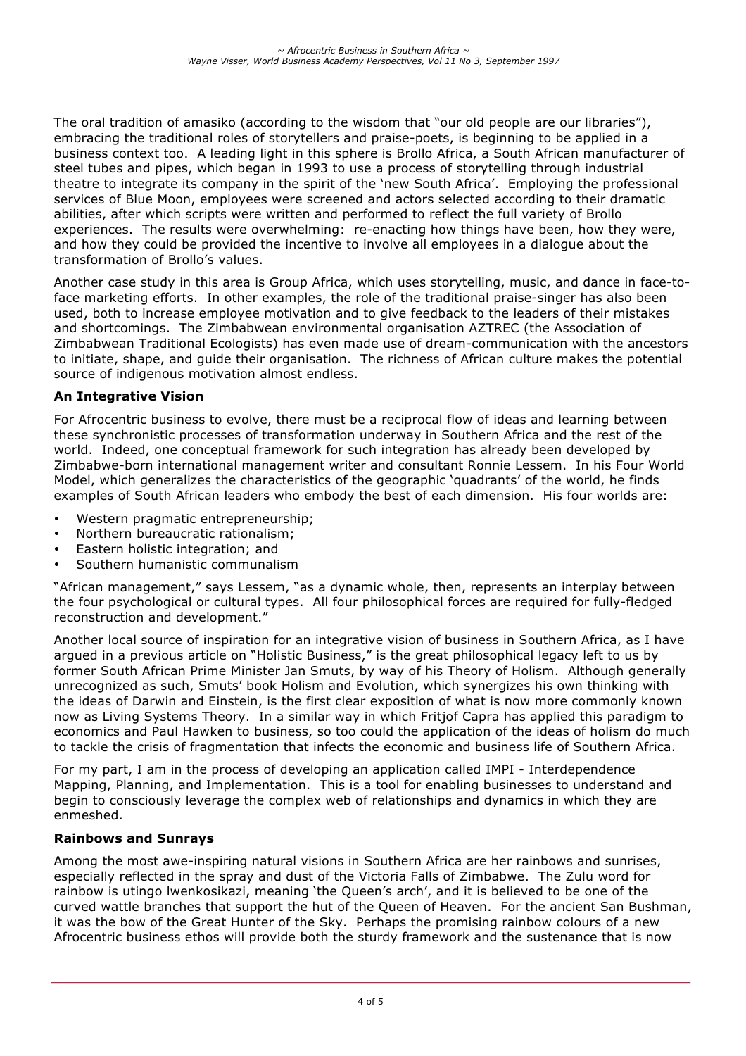The oral tradition of amasiko (according to the wisdom that "our old people are our libraries"), embracing the traditional roles of storytellers and praise-poets, is beginning to be applied in a business context too. A leading light in this sphere is Brollo Africa, a South African manufacturer of steel tubes and pipes, which began in 1993 to use a process of storytelling through industrial theatre to integrate its company in the spirit of the 'new South Africa'. Employing the professional services of Blue Moon, employees were screened and actors selected according to their dramatic abilities, after which scripts were written and performed to reflect the full variety of Brollo experiences. The results were overwhelming: re-enacting how things have been, how they were, and how they could be provided the incentive to involve all employees in a dialogue about the transformation of Brollo's values.

Another case study in this area is Group Africa, which uses storytelling, music, and dance in face-to-face marketing efforts. In other examples, the role of the traditional praise-singer has also been used, both to increase employee motivation and to give feedback to the leaders of their mistakes and shortcomings. The Zimbabwean environmental organisation AZTREC (the Association of Zimbabwean Traditional Ecologists) has even made use of dream-communication with the ancestors to initiate, shape, and guide their organisation. The richness of African culture makes the potential source of indigenous motivation almost endless.

### An Integrative Vision

For Afrocentric business to evolve, there must be a reciprocal flow of ideas and learning between these synchronistic processes of transformation underway in Southern Africa and the rest of the world. Indeed, one conceptual framework for such integration has already been developed by Zimbabwe-born international management writer and consultant Ronnie Lessem. In his Four World Model, which generalizes the characteristics of the geographic 'quadrants' of the world, he finds examples of South African leaders who embody the best of each dimension. His four worlds are:

- Western pragmatic entrepreneurship;
- Northern bureaucratic rationalism;
- Eastern holistic integration; and
- Southern humanistic communalism

"African management," says Lessem, "as a dynamic whole, then, represents an interplay between the four psychological or cultural types. All four philosophical forces are required for fully-fledged reconstruction and development."

Another local source of inspiration for an integrative vision of business in Southern Africa, as I have argued in a previous article on "Holistic Business," is the great philosophical legacy left to us by former South African Prime Minister Jan Smuts, by way of his Theory of Holism. Although generally unrecognized as such, Smuts' book Holism and Evolution, which synergizes his own thinking with the ideas of Darwin and Einstein, is the first clear exposition of what is now more commonly known now as Living Systems Theory. In a similar way in which Fritjof Capra has applied this paradigm to economics and Paul Hawken to business, so too could the application of the ideas of holism do much to tackle the crisis of fragmentation that infects the economic and business life of Southern Africa.

For my part, I am in the process of developing an application called IMPI - Interdependence Mapping, Planning, and Implementation. This is a tool for enabling businesses to understand and begin to consciously leverage the complex web of relationships and dynamics in which they are enmeshed.

### Rainbows and Sunrays

Among the most awe-inspiring natural visions in Southern Africa are her rainbows and sunrises, especially reflected in the spray and dust of the Victoria Falls of Zimbabwe. The Zulu word for rainbow is utingo lwenkosikazi, meaning 'the Queen's arch', and it is believed to be one of the curved wattle branches that support the hut of the Queen of Heaven. For the ancient San Bushman, it was the bow of the Great Hunter of the Sky. Perhaps the promising rainbow colours of a new Afrocentric business ethos will provide both the sturdy framework and the sustenance that is now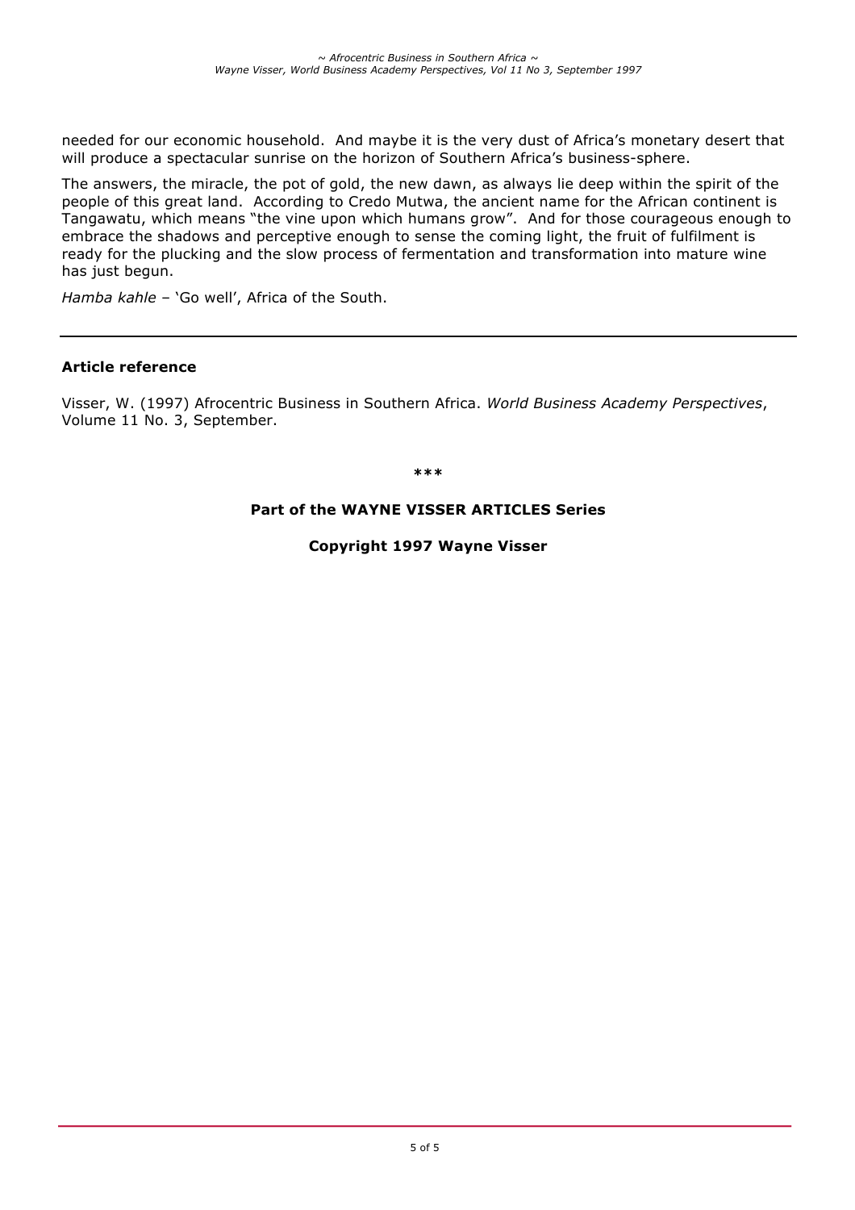needed for our economic household. And maybe it is the very dust of Africa's monetary desert that will produce a spectacular sunrise on the horizon of Southern Africa's business-sphere.

The answers, the miracle, the pot of gold, the new dawn, as always lie deep within the spirit of the people of this great land. According to Credo Mutwa, the ancient name for the African continent is Tangawatu, which means "the vine upon which humans grow". And for those courageous enough to embrace the shadows and perceptive enough to sense the coming light, the fruit of fulfilment is ready for the plucking and the slow process of fermentation and transformation into mature wine has just begun.

*Hamba kahle* – 'Go well', Africa of the South.

---

**Article reference**

Visser, W. (1997) Afrocentric Business in Southern Africa. *World Business Academy Perspectives*, Volume 11 No. 3, September.

***

**Part of the WAYNE VISSER ARTICLES Series**

**Copyright 1997 Wayne Visser**